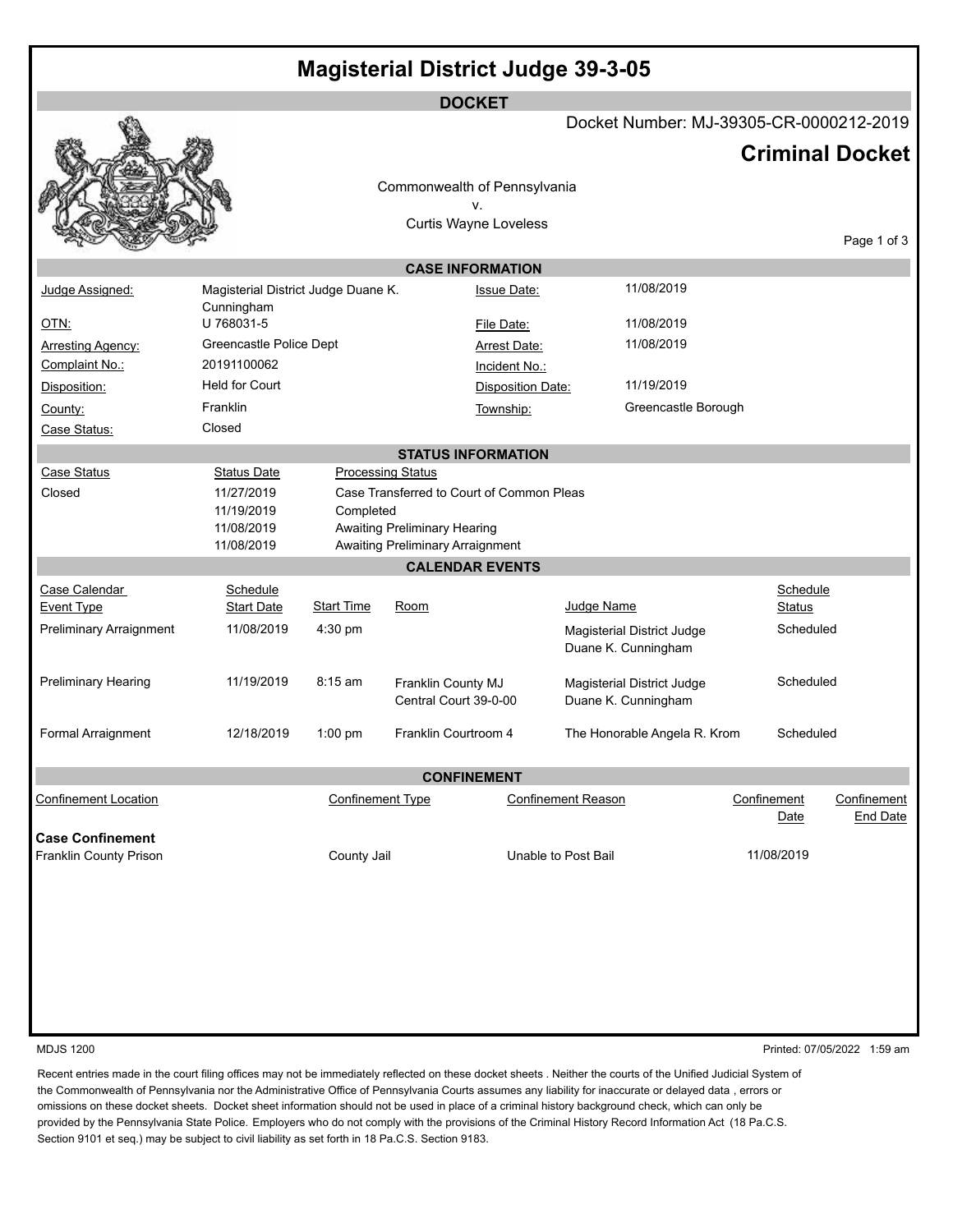# Magisterial District Judge 39-3-05

## DOCKET

Docket Number: MJ-39305-CR-0000212-2019

## Criminal Docket

Commonwealth of Pennsylvania
v.
Curtis Wayne Loveless

### CASE INFORMATION

| | | | |
|---|---|---|---|
| Judge Assigned: | Magisterial District Judge Duane K. Cunningham | Issue Date: | 11/08/2019 |
| OTN: | U 768031-5 | File Date: | 11/08/2019 |
| Arresting Agency: | Greencastle Police Dept | Arrest Date: | 11/08/2019 |
| Complaint No.: | 20191100062 | Incident No.: | |
| Disposition: | Held for Court | Disposition Date: | 11/19/2019 |
| County: | Franklin | Township: | Greencastle Borough |
| Case Status: | Closed | | |

### STATUS INFORMATION

| Case Status | Status Date | Processing Status |
|---|---|---|
| Closed | 11/27/2019 | Case Transferred to Court of Common Pleas |
| | 11/19/2019 | Completed |
| | 11/08/2019 | Awaiting Preliminary Hearing |
| | 11/08/2019 | Awaiting Preliminary Arraignment |

### CALENDAR EVENTS

| Case Calendar Event Type | Schedule Start Date | Start Time | Room | Judge Name | Schedule Status |
|---|---|---|---|---|---|
| Preliminary Arraignment | 11/08/2019 | 4:30 pm | | Magisterial District Judge Duane K. Cunningham | Scheduled |
| Preliminary Hearing | 11/19/2019 | 8:15 am | Franklin County MJ Central Court 39-0-00 | Magisterial District Judge Duane K. Cunningham | Scheduled |
| Formal Arraignment | 12/18/2019 | 1:00 pm | Franklin Courtroom 4 | The Honorable Angela R. Krom | Scheduled |

### CONFINEMENT

| Confinement Location | Confinement Type | Confinement Reason | Confinement Date | Confinement End Date |
|---|---|---|---|---|
| **Case Confinement** | | | | |
| Franklin County Prison | County Jail | Unable to Post Bail | 11/08/2019 | |

MDJS 1200

Printed: 07/05/2022 1:59 am

Recent entries made in the court filing offices may not be immediately reflected on these docket sheets . Neither the courts of the Unified Judicial System of the Commonwealth of Pennsylvania nor the Administrative Office of Pennsylvania Courts assumes any liability for inaccurate or delayed data , errors or omissions on these docket sheets. Docket sheet information should not be used in place of a criminal history background check, which can only be provided by the Pennsylvania State Police. Employers who do not comply with the provisions of the Criminal History Record Information Act (18 Pa.C.S. Section 9101 et seq.) may be subject to civil liability as set forth in 18 Pa.C.S. Section 9183.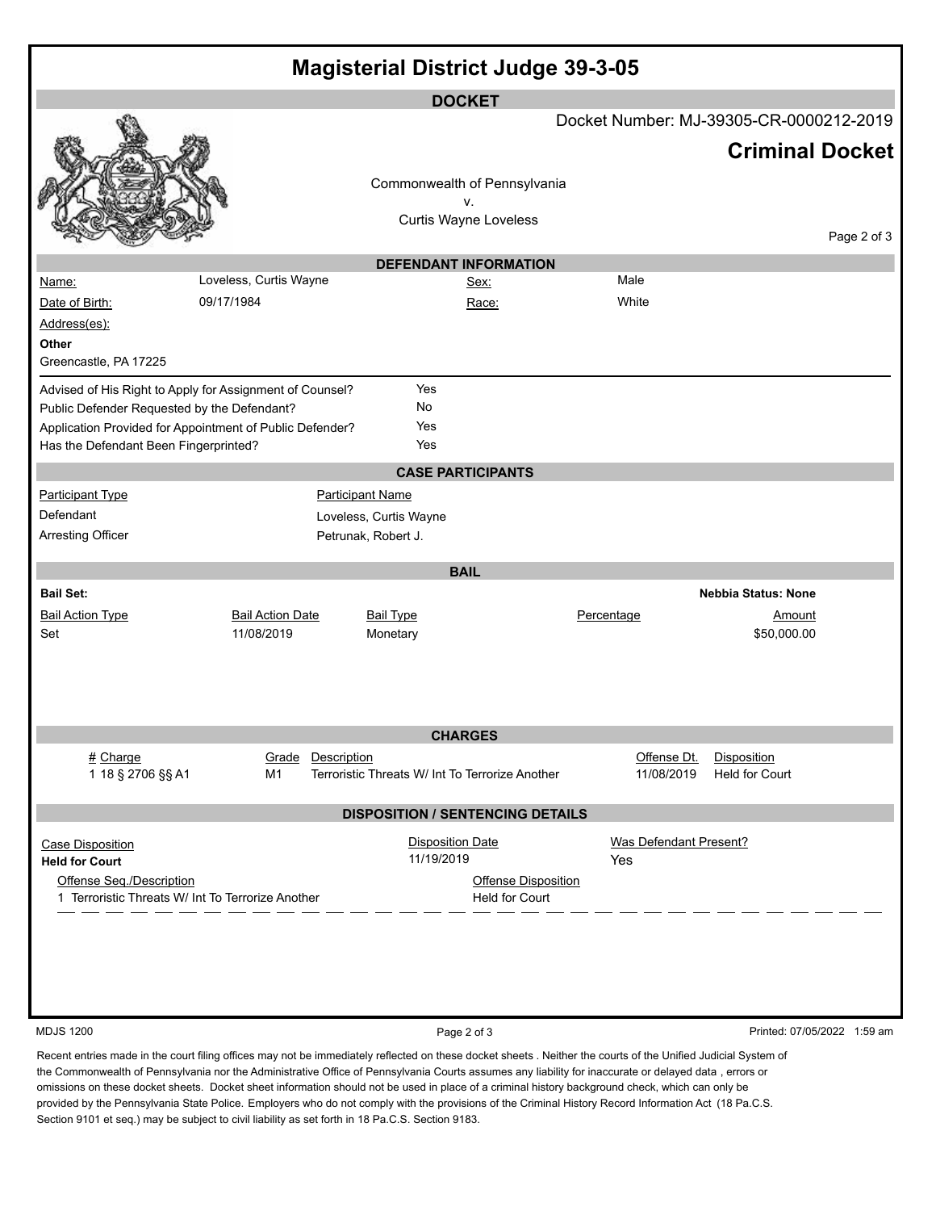# Magisterial District Judge 39-3-05

## DOCKET

Docket Number: MJ-39305-CR-0000212-2019

**Criminal Docket**

Commonwealth of Pennsylvania
v.
Curtis Wayne Loveless

## DEFENDANT INFORMATION

| | | | |
|---|---|---|---|
| Name: | Loveless, Curtis Wayne | Sex: | Male |
| Date of Birth: | 09/17/1984 | Race: | White |

Address(es):

**Other**
Greencastle, PA 17225

| | |
|---|---|
| Advised of His Right to Apply for Assignment of Counsel? | Yes |
| Public Defender Requested by the Defendant? | No |
| Application Provided for Appointment of Public Defender? | Yes |
| Has the Defendant Been Fingerprinted? | Yes |

## CASE PARTICIPANTS

| Participant Type | Participant Name |
|---|---|
| Defendant | Loveless, Curtis Wayne |
| Arresting Officer | Petrunak, Robert J. |

## BAIL

**Bail Set:**

**Nebbia Status: None**

| Bail Action Type | Bail Action Date | Bail Type | Percentage | Amount |
|---|---|---|---|---|
| Set | 11/08/2019 | Monetary | | $50,000.00 |

## CHARGES

| # | Charge | Grade | Description | Offense Dt. | Disposition |
|---|---|---|---|---|---|
| 1 | 18 § 2706 §§ A1 | M1 | Terroristic Threats W/ Int To Terrorize Another | 11/08/2019 | Held for Court |

## DISPOSITION / SENTENCING DETAILS

| Case Disposition | Disposition Date | Was Defendant Present? |
|---|---|---|
| **Held for Court** | 11/19/2019 | Yes |

| Offense Seq./Description | Offense Disposition |
|---|---|
| 1 Terroristic Threats W/ Int To Terrorize Another | Held for Court |

MDJS 1200

Printed: 07/05/2022 1:59 am

Recent entries made in the court filing offices may not be immediately reflected on these docket sheets . Neither the courts of the Unified Judicial System of the Commonwealth of Pennsylvania nor the Administrative Office of Pennsylvania Courts assumes any liability for inaccurate or delayed data , errors or omissions on these docket sheets. Docket sheet information should not be used in place of a criminal history background check, which can only be provided by the Pennsylvania State Police. Employers who do not comply with the provisions of the Criminal History Record Information Act (18 Pa.C.S. Section 9101 et seq.) may be subject to civil liability as set forth in 18 Pa.C.S. Section 9183.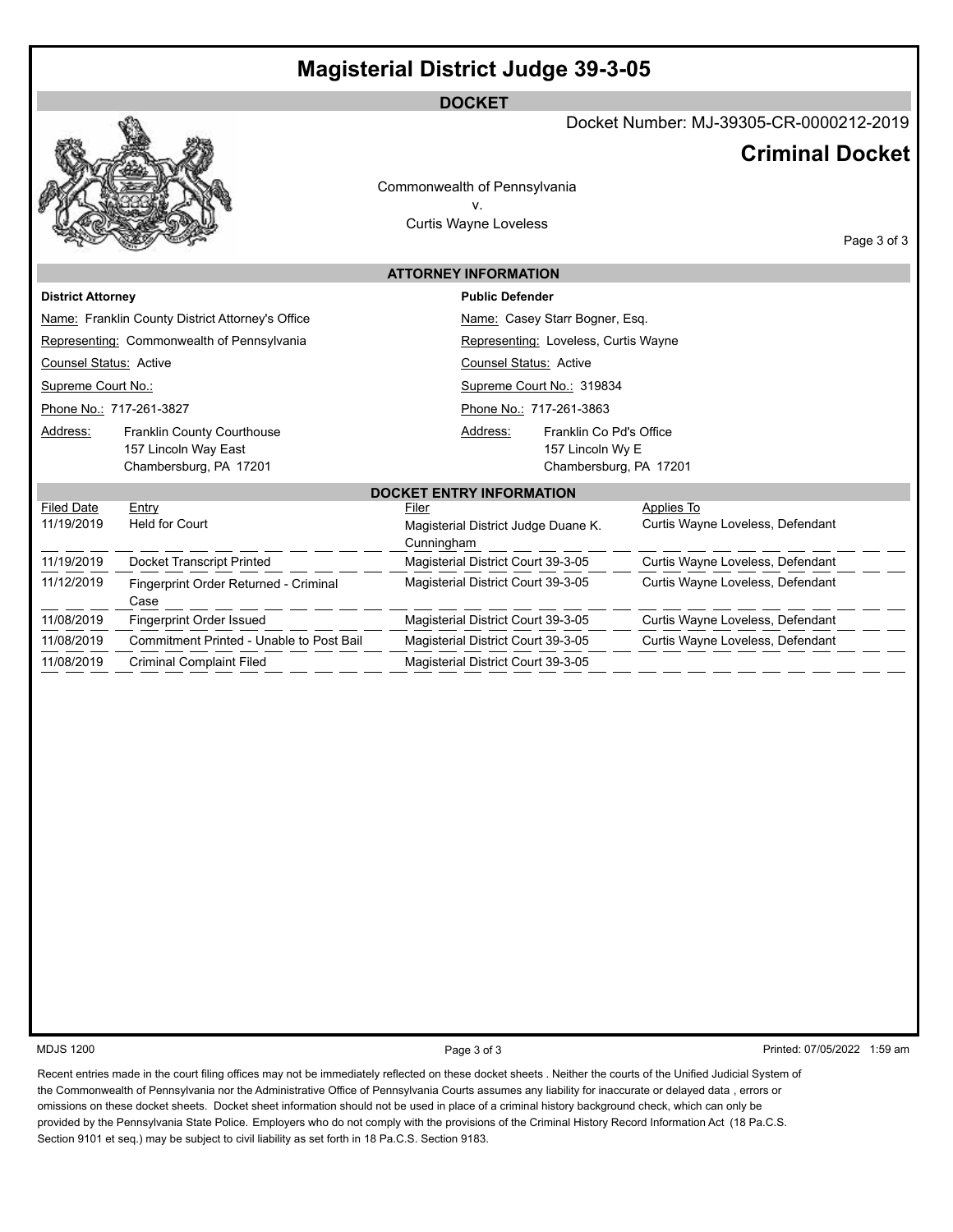# Magisterial District Judge 39-3-05

## DOCKET

Docket Number: MJ-39305-CR-0000212-2019

**Criminal Docket**

Commonwealth of Pennsylvania
v.
Curtis Wayne Loveless

### ATTORNEY INFORMATION

**District Attorney**

Name: Franklin County District Attorney's Office
Representing: Commonwealth of Pennsylvania
Counsel Status: Active
Supreme Court No.:
Phone No.: 717-261-3827
Address: Franklin County Courthouse
157 Lincoln Way East
Chambersburg, PA 17201

**Public Defender**

Name: Casey Starr Bogner, Esq.
Representing: Loveless, Curtis Wayne
Counsel Status: Active
Supreme Court No.: 319834
Phone No.: 717-261-3863
Address: Franklin Co Pd's Office
157 Lincoln Wy E
Chambersburg, PA 17201

### DOCKET ENTRY INFORMATION

| Filed Date | Entry | Filer | Applies To |
|---|---|---|---|
| 11/19/2019 | Held for Court | Magisterial District Judge Duane K. Cunningham | Curtis Wayne Loveless, Defendant |
| 11/19/2019 | Docket Transcript Printed | Magisterial District Court 39-3-05 | Curtis Wayne Loveless, Defendant |
| 11/12/2019 | Fingerprint Order Returned - Criminal Case | Magisterial District Court 39-3-05 | Curtis Wayne Loveless, Defendant |
| 11/08/2019 | Fingerprint Order Issued | Magisterial District Court 39-3-05 | Curtis Wayne Loveless, Defendant |
| 11/08/2019 | Commitment Printed - Unable to Post Bail | Magisterial District Court 39-3-05 | Curtis Wayne Loveless, Defendant |
| 11/08/2019 | Criminal Complaint Filed | Magisterial District Court 39-3-05 | |

MDJS 1200

Printed: 07/05/2022 1:59 am

Recent entries made in the court filing offices may not be immediately reflected on these docket sheets . Neither the courts of the Unified Judicial System of the Commonwealth of Pennsylvania nor the Administrative Office of Pennsylvania Courts assumes any liability for inaccurate or delayed data , errors or omissions on these docket sheets. Docket sheet information should not be used in place of a criminal history background check, which can only be provided by the Pennsylvania State Police. Employers who do not comply with the provisions of the Criminal History Record Information Act (18 Pa.C.S. Section 9101 et seq.) may be subject to civil liability as set forth in 18 Pa.C.S. Section 9183.